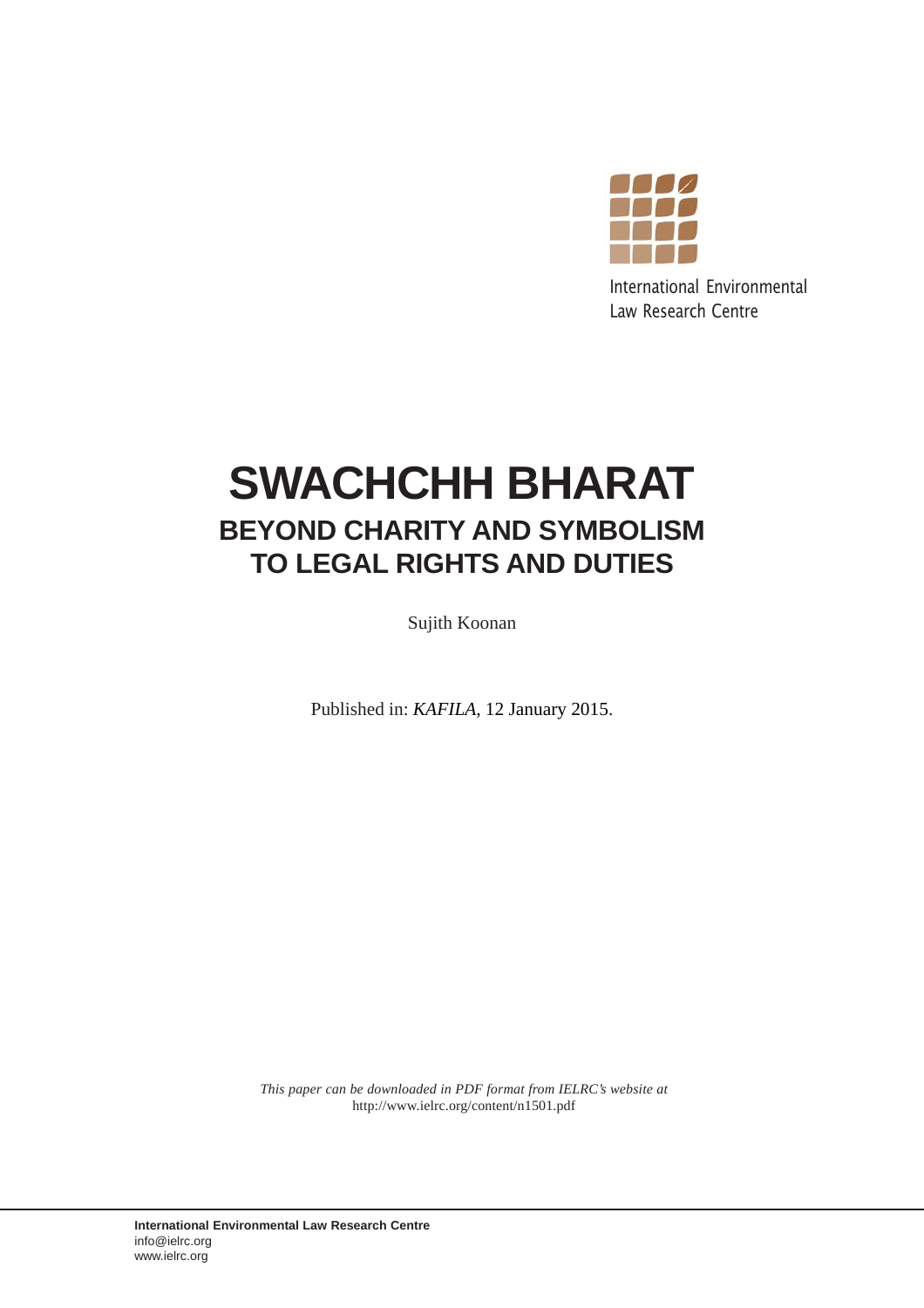International Environmental Law Research Centre

# SWACHCHH BHARAT

## BEYOND CHARITY AND SYMBOLISM TO LEGAL RIGHTS AND DUTIES

Sujith Koonan

Published in: *KAFILA*, 12 January 2015.

*This paper can be downloaded in PDF format from IELRC's website at*
http://www.ielrc.org/content/n1501.pdf

**International Environmental Law Research Centre**
info@ielrc.org
www.ielrc.org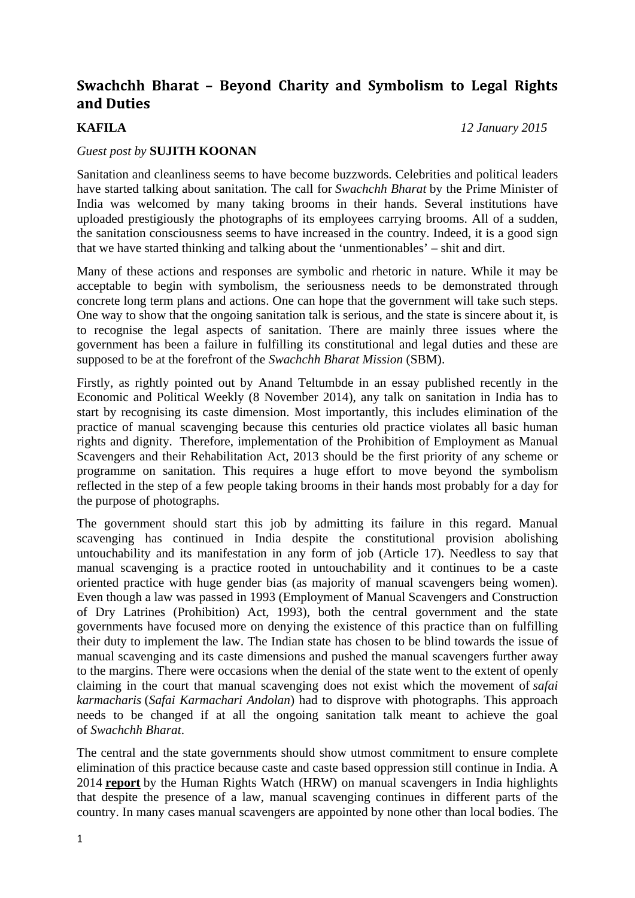## Swachchh Bharat – Beyond Charity and Symbolism to Legal Rights and Duties

**KAFILA** *12 January 2015*

*Guest post by* **SUJITH KOONAN**

Sanitation and cleanliness seems to have become buzzwords. Celebrities and political leaders have started talking about sanitation. The call for *Swachchh Bharat* by the Prime Minister of India was welcomed by many taking brooms in their hands. Several institutions have uploaded prestigiously the photographs of its employees carrying brooms. All of a sudden, the sanitation consciousness seems to have increased in the country. Indeed, it is a good sign that we have started thinking and talking about the 'unmentionables' – shit and dirt.

Many of these actions and responses are symbolic and rhetoric in nature. While it may be acceptable to begin with symbolism, the seriousness needs to be demonstrated through concrete long term plans and actions. One can hope that the government will take such steps. One way to show that the ongoing sanitation talk is serious, and the state is sincere about it, is to recognise the legal aspects of sanitation. There are mainly three issues where the government has been a failure in fulfilling its constitutional and legal duties and these are supposed to be at the forefront of the *Swachchh Bharat Mission* (SBM).

Firstly, as rightly pointed out by Anand Teltumbde in an essay published recently in the Economic and Political Weekly (8 November 2014), any talk on sanitation in India has to start by recognising its caste dimension. Most importantly, this includes elimination of the practice of manual scavenging because this centuries old practice violates all basic human rights and dignity. Therefore, implementation of the Prohibition of Employment as Manual Scavengers and their Rehabilitation Act, 2013 should be the first priority of any scheme or programme on sanitation. This requires a huge effort to move beyond the symbolism reflected in the step of a few people taking brooms in their hands most probably for a day for the purpose of photographs.

The government should start this job by admitting its failure in this regard. Manual scavenging has continued in India despite the constitutional provision abolishing untouchability and its manifestation in any form of job (Article 17). Needless to say that manual scavenging is a practice rooted in untouchability and it continues to be a caste oriented practice with huge gender bias (as majority of manual scavengers being women). Even though a law was passed in 1993 (Employment of Manual Scavengers and Construction of Dry Latrines (Prohibition) Act, 1993), both the central government and the state governments have focused more on denying the existence of this practice than on fulfilling their duty to implement the law. The Indian state has chosen to be blind towards the issue of manual scavenging and its caste dimensions and pushed the manual scavengers further away to the margins. There were occasions when the denial of the state went to the extent of openly claiming in the court that manual scavenging does not exist which the movement of *safai karmacharis* (*Safai Karmachari Andolan*) had to disprove with photographs. This approach needs to be changed if at all the ongoing sanitation talk meant to achieve the goal of *Swachchh Bharat*.

The central and the state governments should show utmost commitment to ensure complete elimination of this practice because caste and caste based oppression still continue in India. A 2014 **report** by the Human Rights Watch (HRW) on manual scavengers in India highlights that despite the presence of a law, manual scavenging continues in different parts of the country. In many cases manual scavengers are appointed by none other than local bodies. The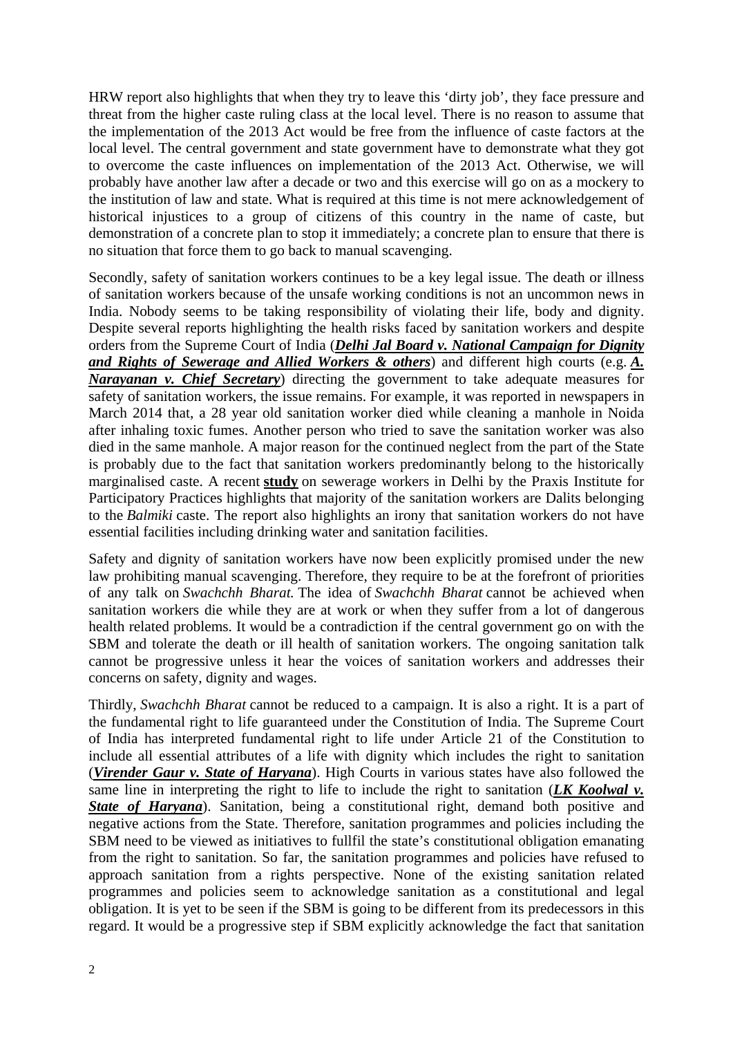HRW report also highlights that when they try to leave this 'dirty job', they face pressure and threat from the higher caste ruling class at the local level. There is no reason to assume that the implementation of the 2013 Act would be free from the influence of caste factors at the local level. The central government and state government have to demonstrate what they got to overcome the caste influences on implementation of the 2013 Act. Otherwise, we will probably have another law after a decade or two and this exercise will go on as a mockery to the institution of law and state. What is required at this time is not mere acknowledgement of historical injustices to a group of citizens of this country in the name of caste, but demonstration of a concrete plan to stop it immediately; a concrete plan to ensure that there is no situation that force them to go back to manual scavenging.

Secondly, safety of sanitation workers continues to be a key legal issue. The death or illness of sanitation workers because of the unsafe working conditions is not an uncommon news in India. Nobody seems to be taking responsibility of violating their life, body and dignity. Despite several reports highlighting the health risks faced by sanitation workers and despite orders from the Supreme Court of India (***Delhi Jal Board v. National Campaign for Dignity and Rights of Sewerage and Allied Workers & others***) and different high courts (e.g. ***A. Narayanan v. Chief Secretary***) directing the government to take adequate measures for safety of sanitation workers, the issue remains. For example, it was reported in newspapers in March 2014 that, a 28 year old sanitation worker died while cleaning a manhole in Noida after inhaling toxic fumes. Another person who tried to save the sanitation worker was also died in the same manhole. A major reason for the continued neglect from the part of the State is probably due to the fact that sanitation workers predominantly belong to the historically marginalised caste. A recent **study** on sewerage workers in Delhi by the Praxis Institute for Participatory Practices highlights that majority of the sanitation workers are Dalits belonging to the *Balmiki* caste. The report also highlights an irony that sanitation workers do not have essential facilities including drinking water and sanitation facilities.

Safety and dignity of sanitation workers have now been explicitly promised under the new law prohibiting manual scavenging. Therefore, they require to be at the forefront of priorities of any talk on *Swachchh Bharat.* The idea of *Swachchh Bharat* cannot be achieved when sanitation workers die while they are at work or when they suffer from a lot of dangerous health related problems. It would be a contradiction if the central government go on with the SBM and tolerate the death or ill health of sanitation workers. The ongoing sanitation talk cannot be progressive unless it hear the voices of sanitation workers and addresses their concerns on safety, dignity and wages.

Thirdly, *Swachchh Bharat* cannot be reduced to a campaign. It is also a right. It is a part of the fundamental right to life guaranteed under the Constitution of India. The Supreme Court of India has interpreted fundamental right to life under Article 21 of the Constitution to include all essential attributes of a life with dignity which includes the right to sanitation (***Virender Gaur v. State of Haryana***). High Courts in various states have also followed the same line in interpreting the right to life to include the right to sanitation (***LK Koolwal v. State of Haryana***). Sanitation, being a constitutional right, demand both positive and negative actions from the State. Therefore, sanitation programmes and policies including the SBM need to be viewed as initiatives to fullfil the state's constitutional obligation emanating from the right to sanitation. So far, the sanitation programmes and policies have refused to approach sanitation from a rights perspective. None of the existing sanitation related programmes and policies seem to acknowledge sanitation as a constitutional and legal obligation. It is yet to be seen if the SBM is going to be different from its predecessors in this regard. It would be a progressive step if SBM explicitly acknowledge the fact that sanitation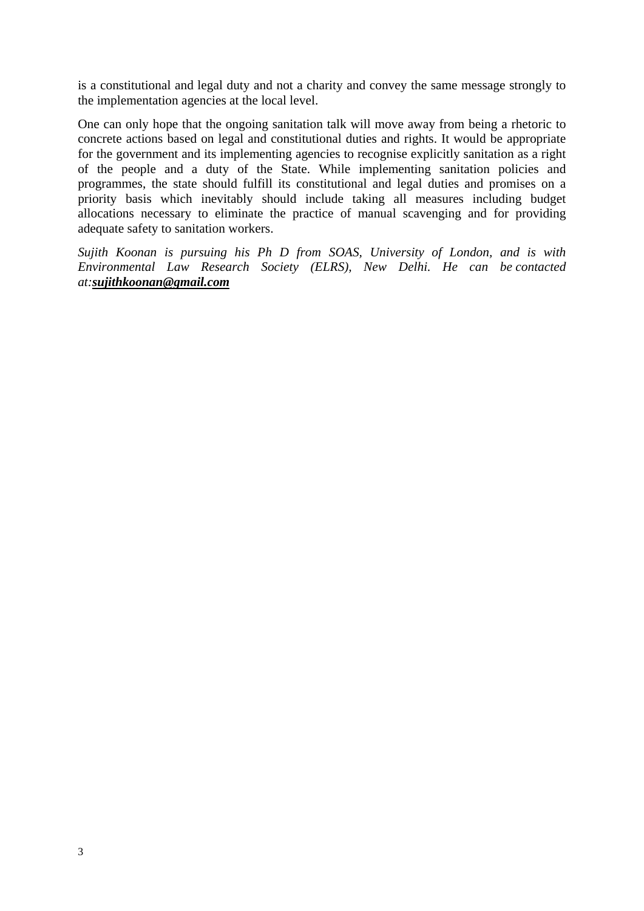is a constitutional and legal duty and not a charity and convey the same message strongly to the implementation agencies at the local level.

One can only hope that the ongoing sanitation talk will move away from being a rhetoric to concrete actions based on legal and constitutional duties and rights. It would be appropriate for the government and its implementing agencies to recognise explicitly sanitation as a right of the people and a duty of the State. While implementing sanitation policies and programmes, the state should fulfill its constitutional and legal duties and promises on a priority basis which inevitably should include taking all measures including budget allocations necessary to eliminate the practice of manual scavenging and for providing adequate safety to sanitation workers.

*Sujith Koonan is pursuing his Ph D from SOAS, University of London, and is with Environmental Law Research Society (ELRS), New Delhi. He can be contacted at:**sujithkoonan@gmail.com***